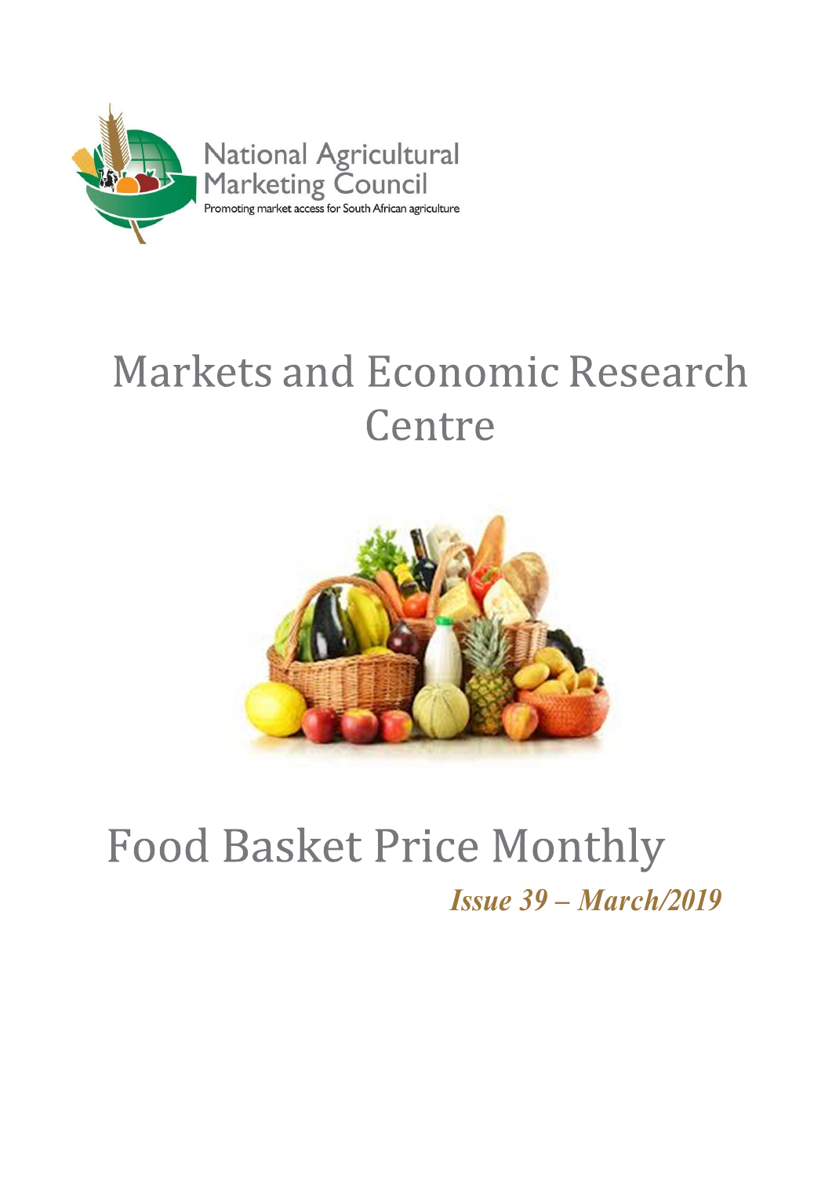National Agricultural Marketing Council

Promoting market access for South African agriculture

# Markets and Economic Research Centre

# Food Basket Price Monthly

***Issue 39 – March/2019***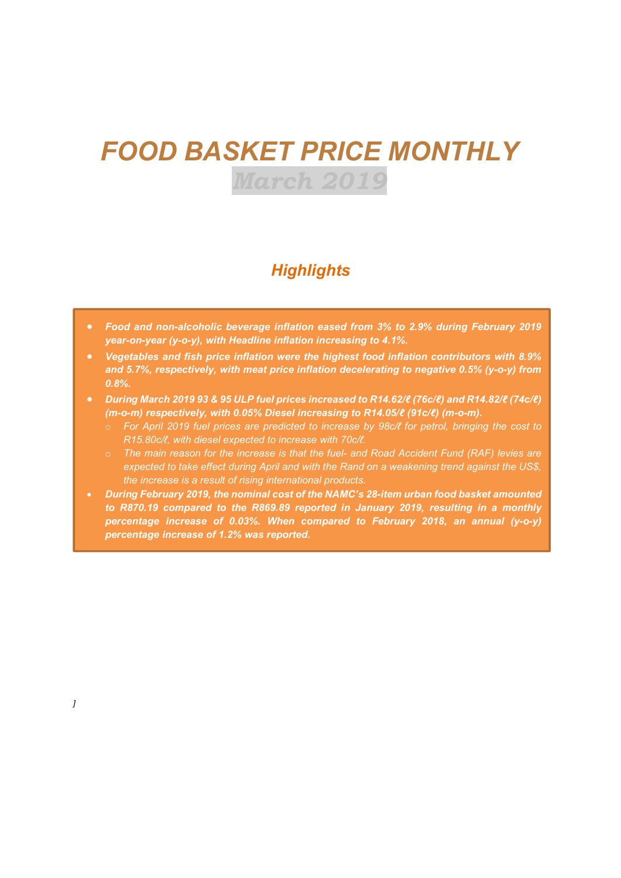# *FOOD BASKET PRICE MONTHLY*

## *March 2019*

### *Highlights*

- ***Food and non-alcoholic beverage inflation eased from 3% to 2.9% during February 2019 year-on-year (y-o-y), with Headline inflation increasing to 4.1%.***
- ***Vegetables and fish price inflation were the highest food inflation contributors with 8.9% and 5.7%, respectively, with meat price inflation decelerating to negative 0.5% (y-o-y) from 0.8%.***
- ***During March 2019 93 & 95 ULP fuel prices increased to R14.62/ℓ (76c/ℓ) and R14.82/ℓ (74c/ℓ) (m-o-m) respectively, with 0.05% Diesel increasing to R14.05/ℓ (91c/ℓ) (m-o-m).***
  - *For April 2019 fuel prices are predicted to increase by 98c/ℓ for petrol, bringing the cost to R15.80c/ℓ, with diesel expected to increase with 70c/ℓ.*
  - *The main reason for the increase is that the fuel- and Road Accident Fund (RAF) levies are expected to take effect during April and with the Rand on a weakening trend against the US$, the increase is a result of rising international products.*
- ***During February 2019, the nominal cost of the NAMC's 28-item urban food basket amounted to R870.19 compared to the R869.89 reported in January 2019, resulting in a monthly percentage increase of 0.03%. When compared to February 2018, an annual (y-o-y) percentage increase of 1.2% was reported.***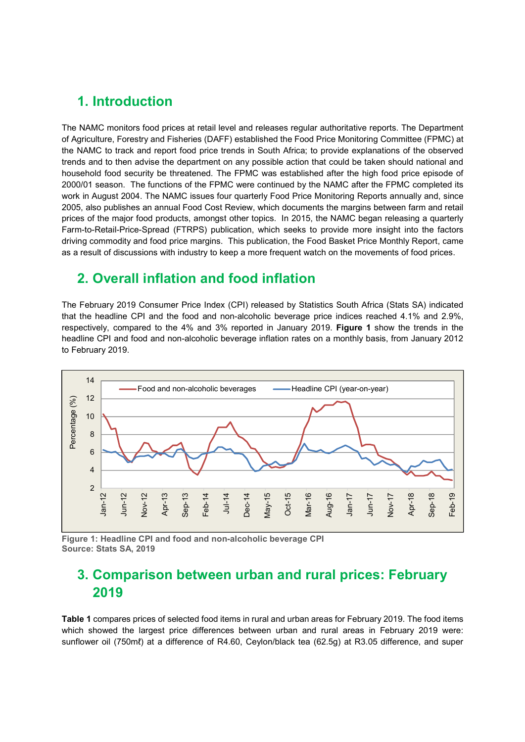# 1. Introduction

The NAMC monitors food prices at retail level and releases regular authoritative reports. The Department of Agriculture, Forestry and Fisheries (DAFF) established the Food Price Monitoring Committee (FPMC) at the NAMC to track and report food price trends in South Africa; to provide explanations of the observed trends and to then advise the department on any possible action that could be taken should national and household food security be threatened. The FPMC was established after the high food price episode of 2000/01 season. The functions of the FPMC were continued by the NAMC after the FPMC completed its work in August 2004. The NAMC issues four quarterly Food Price Monitoring Reports annually and, since 2005, also publishes an annual Food Cost Review, which documents the margins between farm and retail prices of the major food products, amongst other topics. In 2015, the NAMC began releasing a quarterly Farm-to-Retail-Price-Spread (FTRPS) publication, which seeks to provide more insight into the factors driving commodity and food price margins. This publication, the Food Basket Price Monthly Report, came as a result of discussions with industry to keep a more frequent watch on the movements of food prices.

# 2. Overall inflation and food inflation

The February 2019 Consumer Price Index (CPI) released by Statistics South Africa (Stats SA) indicated that the headline CPI and the food and non-alcoholic beverage price indices reached 4.1% and 2.9%, respectively, compared to the 4% and 3% reported in January 2019. **Figure 1** show the trends in the headline CPI and food and non-alcoholic beverage inflation rates on a monthly basis, from January 2012 to February 2019.

**Figure 1: Headline CPI and food and non-alcoholic beverage CPI**
**Source: Stats SA, 2019**

# 3. Comparison between urban and rural prices: February 2019

**Table 1** compares prices of selected food items in rural and urban areas for February 2019. The food items which showed the largest price differences between urban and rural areas in February 2019 were: sunflower oil (750mℓ) at a difference of R4.60, Ceylon/black tea (62.5g) at R3.05 difference, and super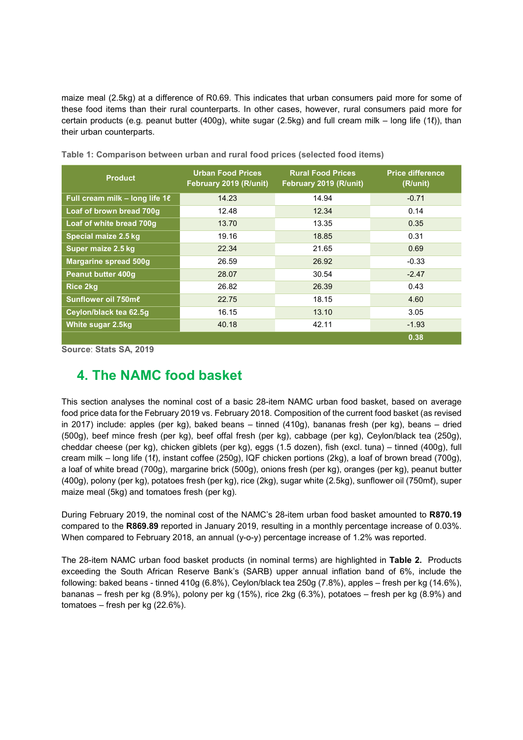maize meal (2.5kg) at a difference of R0.69. This indicates that urban consumers paid more for some of these food items than their rural counterparts. In other cases, however, rural consumers paid more for certain products (e.g. peanut butter (400g), white sugar (2.5kg) and full cream milk – long life (1ℓ)), than their urban counterparts.

**Table 1: Comparison between urban and rural food prices (selected food items)**

| Product | Urban Food Prices February 2019 (R/unit) | Rural Food Prices February 2019 (R/unit) | Price difference (R/unit) |
|---|---|---|---|
| Full cream milk – long life 1ℓ | 14.23 | 14.94 | -0.71 |
| Loaf of brown bread 700g | 12.48 | 12.34 | 0.14 |
| Loaf of white bread 700g | 13.70 | 13.35 | 0.35 |
| Special maize 2.5 kg | 19.16 | 18.85 | 0.31 |
| Super maize 2.5 kg | 22.34 | 21.65 | 0.69 |
| Margarine spread 500g | 26.59 | 26.92 | -0.33 |
| Peanut butter 400g | 28.07 | 30.54 | -2.47 |
| Rice 2kg | 26.82 | 26.39 | 0.43 |
| Sunflower oil 750mℓ | 22.75 | 18.15 | 4.60 |
| Ceylon/black tea 62.5g | 16.15 | 13.10 | 3.05 |
| White sugar 2.5kg | 40.18 | 42.11 | -1.93 |
| | | | **0.38** |

**Source**: **Stats SA, 2019**

## 4. The NAMC food basket

This section analyses the nominal cost of a basic 28-item NAMC urban food basket, based on average food price data for the February 2019 vs. February 2018. Composition of the current food basket (as revised in 2017) include: apples (per kg), baked beans – tinned (410g), bananas fresh (per kg), beans – dried (500g), beef mince fresh (per kg), beef offal fresh (per kg), cabbage (per kg), Ceylon/black tea (250g), cheddar cheese (per kg), chicken giblets (per kg), eggs (1.5 dozen), fish (excl. tuna) – tinned (400g), full cream milk – long life (1ℓ), instant coffee (250g), IQF chicken portions (2kg), a loaf of brown bread (700g), a loaf of white bread (700g), margarine brick (500g), onions fresh (per kg), oranges (per kg), peanut butter (400g), polony (per kg), potatoes fresh (per kg), rice (2kg), sugar white (2.5kg), sunflower oil (750mℓ), super maize meal (5kg) and tomatoes fresh (per kg).

During February 2019, the nominal cost of the NAMC's 28-item urban food basket amounted to **R870.19** compared to the **R869.89** reported in January 2019, resulting in a monthly percentage increase of 0.03%. When compared to February 2018, an annual (y-o-y) percentage increase of 1.2% was reported.

The 28-item NAMC urban food basket products (in nominal terms) are highlighted in **Table 2.** Products exceeding the South African Reserve Bank's (SARB) upper annual inflation band of 6%, include the following: baked beans - tinned 410g (6.8%), Ceylon/black tea 250g (7.8%), apples – fresh per kg (14.6%), bananas – fresh per kg (8.9%), polony per kg (15%), rice 2kg (6.3%), potatoes – fresh per kg (8.9%) and tomatoes – fresh per kg (22.6%).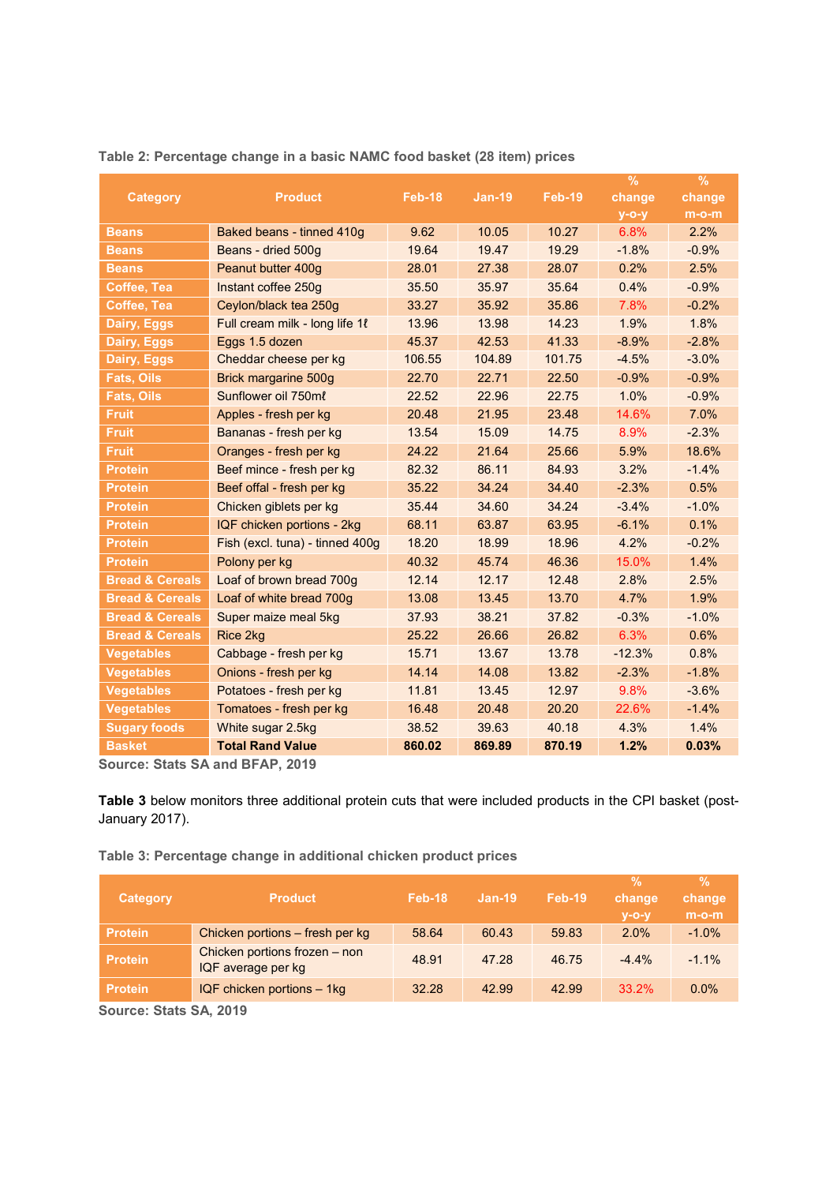**Table 2: Percentage change in a basic NAMC food basket (28 item) prices**

| Category | Product | Feb-18 | Jan-19 | Feb-19 | % change y-o-y | % change m-o-m |
|---|---|---|---|---|---|---|
| Beans | Baked beans - tinned 410g | 9.62 | 10.05 | 10.27 | 6.8% | 2.2% |
| Beans | Beans - dried 500g | 19.64 | 19.47 | 19.29 | -1.8% | -0.9% |
| Beans | Peanut butter 400g | 28.01 | 27.38 | 28.07 | 0.2% | 2.5% |
| Coffee, Tea | Instant coffee 250g | 35.50 | 35.97 | 35.64 | 0.4% | -0.9% |
| Coffee, Tea | Ceylon/black tea 250g | 33.27 | 35.92 | 35.86 | 7.8% | -0.2% |
| Dairy, Eggs | Full cream milk - long life 1ℓ | 13.96 | 13.98 | 14.23 | 1.9% | 1.8% |
| Dairy, Eggs | Eggs 1.5 dozen | 45.37 | 42.53 | 41.33 | -8.9% | -2.8% |
| Dairy, Eggs | Cheddar cheese per kg | 106.55 | 104.89 | 101.75 | -4.5% | -3.0% |
| Fats, Oils | Brick margarine 500g | 22.70 | 22.71 | 22.50 | -0.9% | -0.9% |
| Fats, Oils | Sunflower oil 750mℓ | 22.52 | 22.96 | 22.75 | 1.0% | -0.9% |
| Fruit | Apples - fresh per kg | 20.48 | 21.95 | 23.48 | 14.6% | 7.0% |
| Fruit | Bananas - fresh per kg | 13.54 | 15.09 | 14.75 | 8.9% | -2.3% |
| Fruit | Oranges - fresh per kg | 24.22 | 21.64 | 25.66 | 5.9% | 18.6% |
| Protein | Beef mince - fresh per kg | 82.32 | 86.11 | 84.93 | 3.2% | -1.4% |
| Protein | Beef offal - fresh per kg | 35.22 | 34.24 | 34.40 | -2.3% | 0.5% |
| Protein | Chicken giblets per kg | 35.44 | 34.60 | 34.24 | -3.4% | -1.0% |
| Protein | IQF chicken portions - 2kg | 68.11 | 63.87 | 63.95 | -6.1% | 0.1% |
| Protein | Fish (excl. tuna) - tinned 400g | 18.20 | 18.99 | 18.96 | 4.2% | -0.2% |
| Protein | Polony per kg | 40.32 | 45.74 | 46.36 | 15.0% | 1.4% |
| Bread & Cereals | Loaf of brown bread 700g | 12.14 | 12.17 | 12.48 | 2.8% | 2.5% |
| Bread & Cereals | Loaf of white bread 700g | 13.08 | 13.45 | 13.70 | 4.7% | 1.9% |
| Bread & Cereals | Super maize meal 5kg | 37.93 | 38.21 | 37.82 | -0.3% | -1.0% |
| Bread & Cereals | Rice 2kg | 25.22 | 26.66 | 26.82 | 6.3% | 0.6% |
| Vegetables | Cabbage - fresh per kg | 15.71 | 13.67 | 13.78 | -12.3% | 0.8% |
| Vegetables | Onions - fresh per kg | 14.14 | 14.08 | 13.82 | -2.3% | -1.8% |
| Vegetables | Potatoes - fresh per kg | 11.81 | 13.45 | 12.97 | 9.8% | -3.6% |
| Vegetables | Tomatoes - fresh per kg | 16.48 | 20.48 | 20.20 | 22.6% | -1.4% |
| Sugary foods | White sugar 2.5kg | 38.52 | 39.63 | 40.18 | 4.3% | 1.4% |
| **Basket** | **Total Rand Value** | **860.02** | **869.89** | **870.19** | **1.2%** | **0.03%** |

**Source: Stats SA and BFAP, 2019**

**Table 3** below monitors three additional protein cuts that were included products in the CPI basket (post-January 2017).

**Table 3: Percentage change in additional chicken product prices**

| Category | Product | Feb-18 | Jan-19 | Feb-19 | % change y-o-y | % change m-o-m |
|---|---|---|---|---|---|---|
| Protein | Chicken portions – fresh per kg | 58.64 | 60.43 | 59.83 | 2.0% | -1.0% |
| Protein | Chicken portions frozen – non IQF average per kg | 48.91 | 47.28 | 46.75 | -4.4% | -1.1% |
| Protein | IQF chicken portions – 1kg | 32.28 | 42.99 | 42.99 | 33.2% | 0.0% |

**Source: Stats SA, 2019**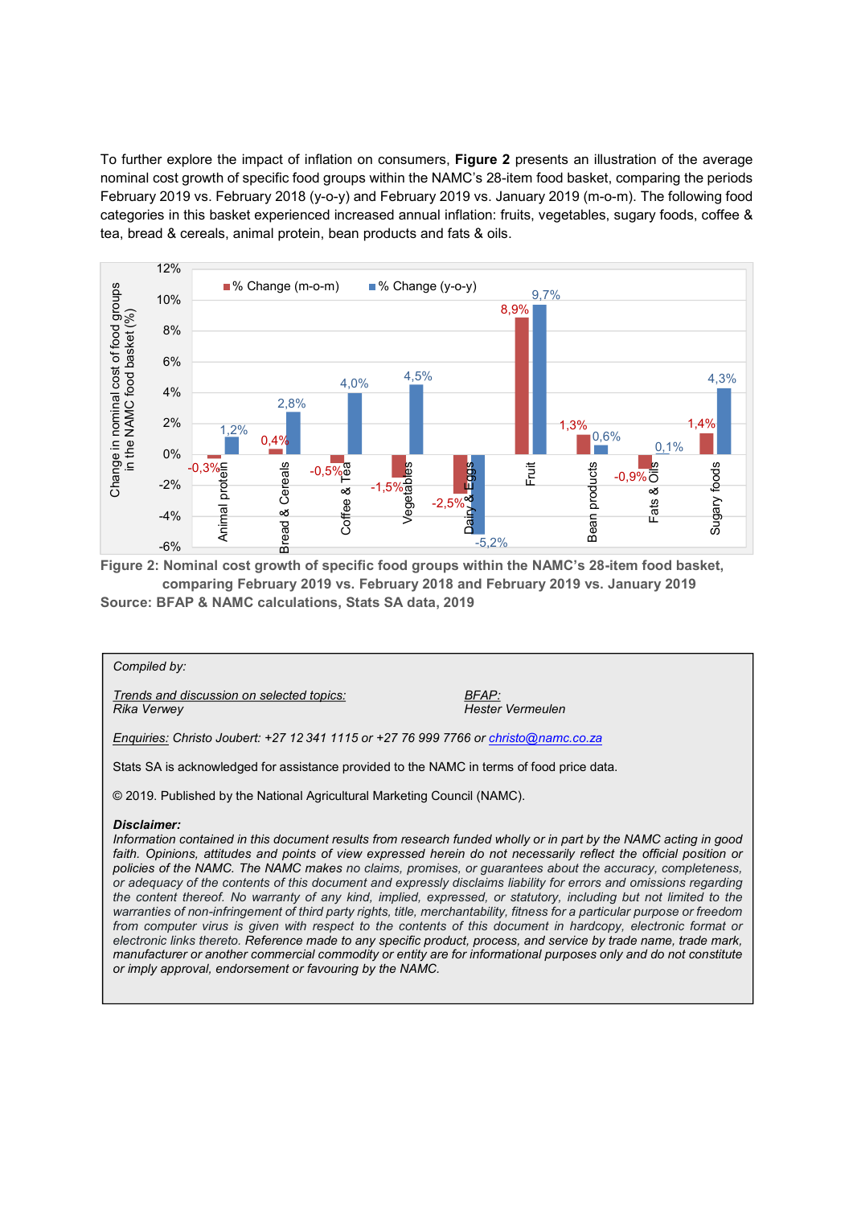To further explore the impact of inflation on consumers, **Figure 2** presents an illustration of the average nominal cost growth of specific food groups within the NAMC's 28-item food basket, comparing the periods February 2019 vs. February 2018 (y-o-y) and February 2019 vs. January 2019 (m-o-m). The following food categories in this basket experienced increased annual inflation: fruits, vegetables, sugary foods, coffee & tea, bread & cereals, animal protein, bean products and fats & oils.

Change in nominal cost of food groups in the NAMC food basket (%)

% Change (m-o-m)
% Change (y-o-y)

12%
10%
8%
6%
4%
2%
0%
-2%
-4%
-6%

Animal protein: -0,3% | 1,2%
Bread & Cereals: 0,4% | 2,8%
Coffee & Tea: -0,5% | 4,0%
Vegetables: -1,5% | 4,5%
Dairy & Eggs: -2,5% | -5,2%
Fruit: 8,9% | 9,7%
Bean products: 1,3% | 0,6%
Fats & Oils: -0,9% | 0,1%
Sugary foods: 1,4% | 4,3%

**Figure 2: Nominal cost growth of specific food groups within the NAMC's 28-item food basket, comparing February 2019 vs. February 2018 and February 2019 vs. January 2019**
**Source: BFAP & NAMC calculations, Stats SA data, 2019**

---

*Compiled by:*

*Trends and discussion on selected topics:*
*Rika Verwey*

*BFAP:*
*Hester Vermeulen*

*Enquiries: Christo Joubert: +27 12 341 1115 or +27 76 999 7766 or christo@namc.co.za*

Stats SA is acknowledged for assistance provided to the NAMC in terms of food price data.

© 2019. Published by the National Agricultural Marketing Council (NAMC).

***Disclaimer:***
*Information contained in this document results from research funded wholly or in part by the NAMC acting in good faith. Opinions, attitudes and points of view expressed herein do not necessarily reflect the official position or policies of the NAMC. The NAMC makes no claims, promises, or guarantees about the accuracy, completeness, or adequacy of the contents of this document and expressly disclaims liability for errors and omissions regarding the content thereof. No warranty of any kind, implied, expressed, or statutory, including but not limited to the warranties of non-infringement of third party rights, title, merchantability, fitness for a particular purpose or freedom from computer virus is given with respect to the contents of this document in hardcopy, electronic format or electronic links thereto. Reference made to any specific product, process, and service by trade name, trade mark, manufacturer or another commercial commodity or entity are for informational purposes only and do not constitute or imply approval, endorsement or favouring by the NAMC.*